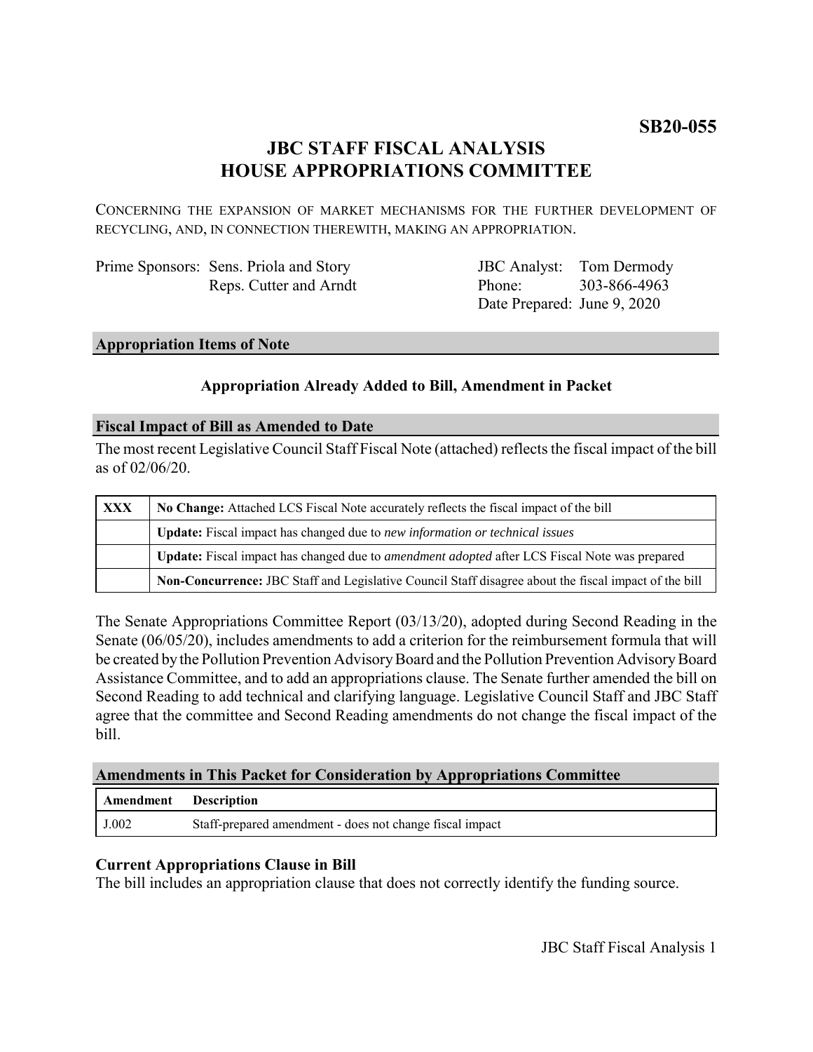**SB20-055**

# JBC STAFF FISCAL ANALYSIS
# HOUSE APPROPRIATIONS COMMITTEE

CONCERNING THE EXPANSION OF MARKET MECHANISMS FOR THE FURTHER DEVELOPMENT OF RECYCLING, AND, IN CONNECTION THEREWITH, MAKING AN APPROPRIATION.

| | | | |
|---|---|---|---|
| Prime Sponsors: | Sens. Priola and Story<br>Reps. Cutter and Arndt | JBC Analyst:<br>Phone:<br>Date Prepared: | Tom Dermody<br>303-866-4963<br>June 9, 2020 |

## Appropriation Items of Note

### Appropriation Already Added to Bill, Amendment in Packet

## Fiscal Impact of Bill as Amended to Date

The most recent Legislative Council Staff Fiscal Note (attached) reflects the fiscal impact of the bill as of 02/06/20.

| | |
|---|---|
| **XXX** | **No Change:** Attached LCS Fiscal Note accurately reflects the fiscal impact of the bill |
| | **Update:** Fiscal impact has changed due to *new information or technical issues* |
| | **Update:** Fiscal impact has changed due to *amendment adopted* after LCS Fiscal Note was prepared |
| | **Non-Concurrence:** JBC Staff and Legislative Council Staff disagree about the fiscal impact of the bill |

The Senate Appropriations Committee Report (03/13/20), adopted during Second Reading in the Senate (06/05/20), includes amendments to add a criterion for the reimbursement formula that will be created by the Pollution Prevention Advisory Board and the Pollution Prevention Advisory Board Assistance Committee, and to add an appropriations clause. The Senate further amended the bill on Second Reading to add technical and clarifying language. Legislative Council Staff and JBC Staff agree that the committee and Second Reading amendments do not change the fiscal impact of the bill.

## Amendments in This Packet for Consideration by Appropriations Committee

| Amendment | Description |
|---|---|
| J.002 | Staff-prepared amendment - does not change fiscal impact |

### Current Appropriations Clause in Bill

The bill includes an appropriation clause that does not correctly identify the funding source.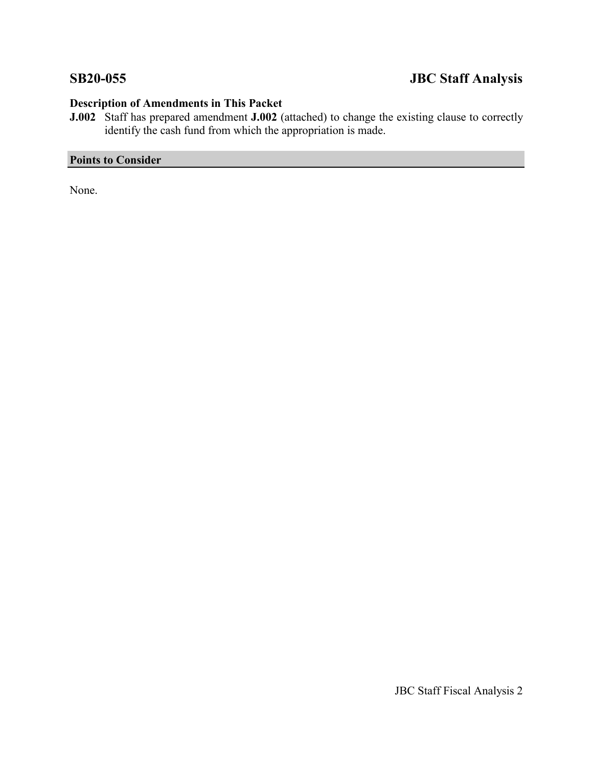## SB20-055 JBC Staff Analysis

**Description of Amendments in This Packet**

**J.002** Staff has prepared amendment **J.002** (attached) to change the existing clause to correctly identify the cash fund from which the appropriation is made.

### Points to Consider

None.